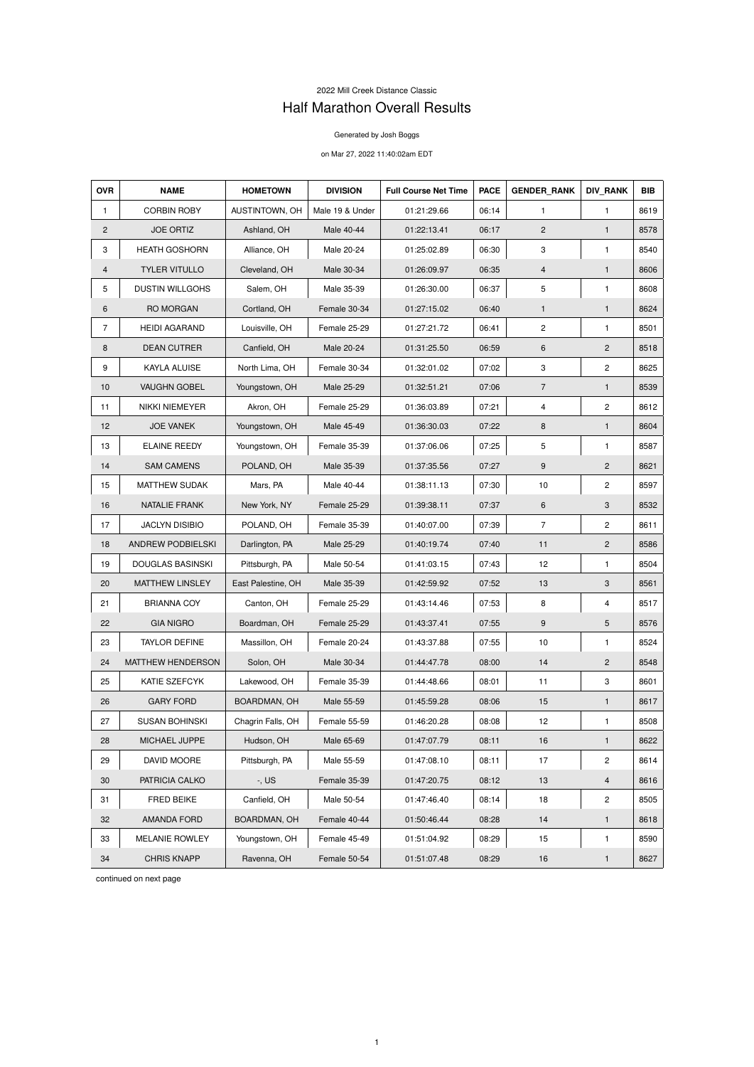2022 Mill Creek Distance Classic

# Half Marathon Overall Results

Generated by Josh Boggs

on Mar 27, 2022 11:40:02am EDT

| OVR | NAME | HOMETOWN | DIVISION | Full Course Net Time | PACE | GENDER_RANK | DIV_RANK | BIB |
|---|---|---|---|---|---|---|---|---|
| 1 | CORBIN ROBY | AUSTINTOWN, OH | Male 19 & Under | 01:21:29.66 | 06:14 | 1 | 1 | 8619 |
| 2 | JOE ORTIZ | Ashland, OH | Male 40-44 | 01:22:13.41 | 06:17 | 2 | 1 | 8578 |
| 3 | HEATH GOSHORN | Alliance, OH | Male 20-24 | 01:25:02.89 | 06:30 | 3 | 1 | 8540 |
| 4 | TYLER VITULLO | Cleveland, OH | Male 30-34 | 01:26:09.97 | 06:35 | 4 | 1 | 8606 |
| 5 | DUSTIN WILLGOHS | Salem, OH | Male 35-39 | 01:26:30.00 | 06:37 | 5 | 1 | 8608 |
| 6 | RO MORGAN | Cortland, OH | Female 30-34 | 01:27:15.02 | 06:40 | 1 | 1 | 8624 |
| 7 | HEIDI AGARAND | Louisville, OH | Female 25-29 | 01:27:21.72 | 06:41 | 2 | 1 | 8501 |
| 8 | DEAN CUTRER | Canfield, OH | Male 20-24 | 01:31:25.50 | 06:59 | 6 | 2 | 8518 |
| 9 | KAYLA ALUISE | North Lima, OH | Female 30-34 | 01:32:01.02 | 07:02 | 3 | 2 | 8625 |
| 10 | VAUGHN GOBEL | Youngstown, OH | Male 25-29 | 01:32:51.21 | 07:06 | 7 | 1 | 8539 |
| 11 | NIKKI NIEMEYER | Akron, OH | Female 25-29 | 01:36:03.89 | 07:21 | 4 | 2 | 8612 |
| 12 | JOE VANEK | Youngstown, OH | Male 45-49 | 01:36:30.03 | 07:22 | 8 | 1 | 8604 |
| 13 | ELAINE REEDY | Youngstown, OH | Female 35-39 | 01:37:06.06 | 07:25 | 5 | 1 | 8587 |
| 14 | SAM CAMENS | POLAND, OH | Male 35-39 | 01:37:35.56 | 07:27 | 9 | 2 | 8621 |
| 15 | MATTHEW SUDAK | Mars, PA | Male 40-44 | 01:38:11.13 | 07:30 | 10 | 2 | 8597 |
| 16 | NATALIE FRANK | New York, NY | Female 25-29 | 01:39:38.11 | 07:37 | 6 | 3 | 8532 |
| 17 | JACLYN DISIBIO | POLAND, OH | Female 35-39 | 01:40:07.00 | 07:39 | 7 | 2 | 8611 |
| 18 | ANDREW PODBIELSKI | Darlington, PA | Male 25-29 | 01:40:19.74 | 07:40 | 11 | 2 | 8586 |
| 19 | DOUGLAS BASINSKI | Pittsburgh, PA | Male 50-54 | 01:41:03.15 | 07:43 | 12 | 1 | 8504 |
| 20 | MATTHEW LINSLEY | East Palestine, OH | Male 35-39 | 01:42:59.92 | 07:52 | 13 | 3 | 8561 |
| 21 | BRIANNA COY | Canton, OH | Female 25-29 | 01:43:14.46 | 07:53 | 8 | 4 | 8517 |
| 22 | GIA NIGRO | Boardman, OH | Female 25-29 | 01:43:37.41 | 07:55 | 9 | 5 | 8576 |
| 23 | TAYLOR DEFINE | Massillon, OH | Female 20-24 | 01:43:37.88 | 07:55 | 10 | 1 | 8524 |
| 24 | MATTHEW HENDERSON | Solon, OH | Male 30-34 | 01:44:47.78 | 08:00 | 14 | 2 | 8548 |
| 25 | KATIE SZEFCYK | Lakewood, OH | Female 35-39 | 01:44:48.66 | 08:01 | 11 | 3 | 8601 |
| 26 | GARY FORD | BOARDMAN, OH | Male 55-59 | 01:45:59.28 | 08:06 | 15 | 1 | 8617 |
| 27 | SUSAN BOHINSKI | Chagrin Falls, OH | Female 55-59 | 01:46:20.28 | 08:08 | 12 | 1 | 8508 |
| 28 | MICHAEL JUPPE | Hudson, OH | Male 65-69 | 01:47:07.79 | 08:11 | 16 | 1 | 8622 |
| 29 | DAVID MOORE | Pittsburgh, PA | Male 55-59 | 01:47:08.10 | 08:11 | 17 | 2 | 8614 |
| 30 | PATRICIA CALKO | -, US | Female 35-39 | 01:47:20.75 | 08:12 | 13 | 4 | 8616 |
| 31 | FRED BEIKE | Canfield, OH | Male 50-54 | 01:47:46.40 | 08:14 | 18 | 2 | 8505 |
| 32 | AMANDA FORD | BOARDMAN, OH | Female 40-44 | 01:50:46.44 | 08:28 | 14 | 1 | 8618 |
| 33 | MELANIE ROWLEY | Youngstown, OH | Female 45-49 | 01:51:04.92 | 08:29 | 15 | 1 | 8590 |
| 34 | CHRIS KNAPP | Ravenna, OH | Female 50-54 | 01:51:07.48 | 08:29 | 16 | 1 | 8627 |

continued on next page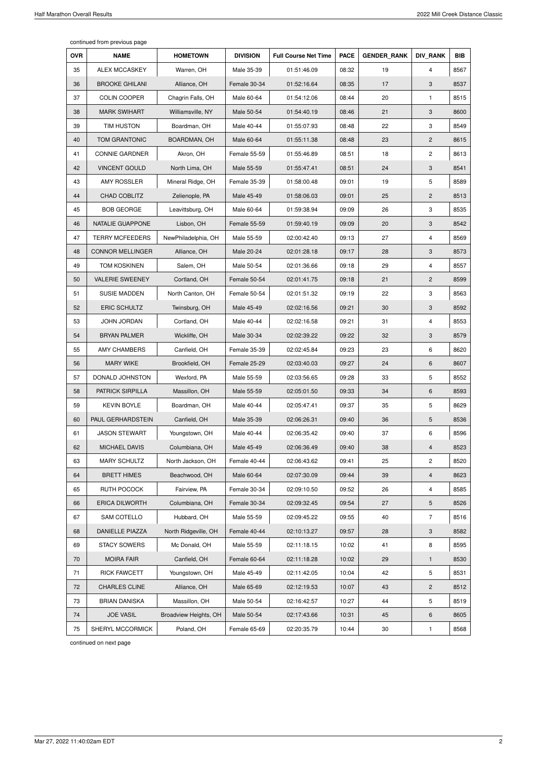continued from previous page

| OVR | NAME | HOMETOWN | DIVISION | Full Course Net Time | PACE | GENDER_RANK | DIV_RANK | BIB |
|---|---|---|---|---|---|---|---|---|
| 35 | ALEX MCCASKEY | Warren, OH | Male 35-39 | 01:51:46.09 | 08:32 | 19 | 4 | 8567 |
| 36 | BROOKE GHILANI | Alliance, OH | Female 30-34 | 01:52:16.64 | 08:35 | 17 | 3 | 8537 |
| 37 | COLIN COOPER | Chagrin Falls, OH | Male 60-64 | 01:54:12.06 | 08:44 | 20 | 1 | 8515 |
| 38 | MARK SWIHART | Williamsville, NY | Male 50-54 | 01:54:40.19 | 08:46 | 21 | 3 | 8600 |
| 39 | TIM HUSTON | Boardman, OH | Male 40-44 | 01:55:07.93 | 08:48 | 22 | 3 | 8549 |
| 40 | TOM GRANTONIC | BOARDMAN, OH | Male 60-64 | 01:55:11.38 | 08:48 | 23 | 2 | 8615 |
| 41 | CONNIE GARDNER | Akron, OH | Female 55-59 | 01:55:46.89 | 08:51 | 18 | 2 | 8613 |
| 42 | VINCENT GOULD | North Lima, OH | Male 55-59 | 01:55:47.41 | 08:51 | 24 | 3 | 8541 |
| 43 | AMY ROSSLER | Mineral Ridge, OH | Female 35-39 | 01:58:00.48 | 09:01 | 19 | 5 | 8589 |
| 44 | CHAD COBLITZ | Zelienople, PA | Male 45-49 | 01:58:06.03 | 09:01 | 25 | 2 | 8513 |
| 45 | BOB GEORGE | Leavittsburg, OH | Male 60-64 | 01:59:38.94 | 09:09 | 26 | 3 | 8535 |
| 46 | NATALIE GUAPPONE | Lisbon, OH | Female 55-59 | 01:59:40.19 | 09:09 | 20 | 3 | 8542 |
| 47 | TERRY MCFEEDERS | NewPhiladelphia, OH | Male 55-59 | 02:00:42.40 | 09:13 | 27 | 4 | 8569 |
| 48 | CONNOR MELLINGER | Alliance, OH | Male 20-24 | 02:01:28.18 | 09:17 | 28 | 3 | 8573 |
| 49 | TOM KOSKINEN | Salem, OH | Male 50-54 | 02:01:36.66 | 09:18 | 29 | 4 | 8557 |
| 50 | VALERIE SWEENEY | Cortland, OH | Female 50-54 | 02:01:41.75 | 09:18 | 21 | 2 | 8599 |
| 51 | SUSIE MADDEN | North Canton, OH | Female 50-54 | 02:01:51.32 | 09:19 | 22 | 3 | 8563 |
| 52 | ERIC SCHULTZ | Twinsburg, OH | Male 45-49 | 02:02:16.56 | 09:21 | 30 | 3 | 8592 |
| 53 | JOHN JORDAN | Cortland, OH | Male 40-44 | 02:02:16.58 | 09:21 | 31 | 4 | 8553 |
| 54 | BRYAN PALMER | Wickliffe, OH | Male 30-34 | 02:02:39.22 | 09:22 | 32 | 3 | 8579 |
| 55 | AMY CHAMBERS | Canfield, OH | Female 35-39 | 02:02:45.84 | 09:23 | 23 | 6 | 8620 |
| 56 | MARY WIKE | Brookfield, OH | Female 25-29 | 02:03:40.03 | 09:27 | 24 | 6 | 8607 |
| 57 | DONALD JOHNSTON | Wexford, PA | Male 55-59 | 02:03:56.65 | 09:28 | 33 | 5 | 8552 |
| 58 | PATRICK SIRPILLA | Massillon, OH | Male 55-59 | 02:05:01.50 | 09:33 | 34 | 6 | 8593 |
| 59 | KEVIN BOYLE | Boardman, OH | Male 40-44 | 02:05:47.41 | 09:37 | 35 | 5 | 8629 |
| 60 | PAUL GERHARDSTEIN | Canfield, OH | Male 35-39 | 02:06:26.31 | 09:40 | 36 | 5 | 8536 |
| 61 | JASON STEWART | Youngstown, OH | Male 40-44 | 02:06:35.42 | 09:40 | 37 | 6 | 8596 |
| 62 | MICHAEL DAVIS | Columbiana, OH | Male 45-49 | 02:06:36.49 | 09:40 | 38 | 4 | 8523 |
| 63 | MARY SCHULTZ | North Jackson, OH | Female 40-44 | 02:06:43.62 | 09:41 | 25 | 2 | 8520 |
| 64 | BRETT HIMES | Beachwood, OH | Male 60-64 | 02:07:30.09 | 09:44 | 39 | 4 | 8623 |
| 65 | RUTH POCOCK | Fairview, PA | Female 30-34 | 02:09:10.50 | 09:52 | 26 | 4 | 8585 |
| 66 | ERICA DILWORTH | Columbiana, OH | Female 30-34 | 02:09:32.45 | 09:54 | 27 | 5 | 8526 |
| 67 | SAM COTELLO | Hubbard, OH | Male 55-59 | 02:09:45.22 | 09:55 | 40 | 7 | 8516 |
| 68 | DANIELLE PIAZZA | North Ridgeville, OH | Female 40-44 | 02:10:13.27 | 09:57 | 28 | 3 | 8582 |
| 69 | STACY SOWERS | Mc Donald, OH | Male 55-59 | 02:11:18.15 | 10:02 | 41 | 8 | 8595 |
| 70 | MOIRA FAIR | Canfield, OH | Female 60-64 | 02:11:18.28 | 10:02 | 29 | 1 | 8530 |
| 71 | RICK FAWCETT | Youngstown, OH | Male 45-49 | 02:11:42.05 | 10:04 | 42 | 5 | 8531 |
| 72 | CHARLES CLINE | Alliance, OH | Male 65-69 | 02:12:19.53 | 10:07 | 43 | 2 | 8512 |
| 73 | BRIAN DANISKA | Massillon, OH | Male 50-54 | 02:16:42.57 | 10:27 | 44 | 5 | 8519 |
| 74 | JOE VASIL | Broadview Heights, OH | Male 50-54 | 02:17:43.66 | 10:31 | 45 | 6 | 8605 |
| 75 | SHERYL MCCORMICK | Poland, OH | Female 65-69 | 02:20:35.79 | 10:44 | 30 | 1 | 8568 |

continued on next page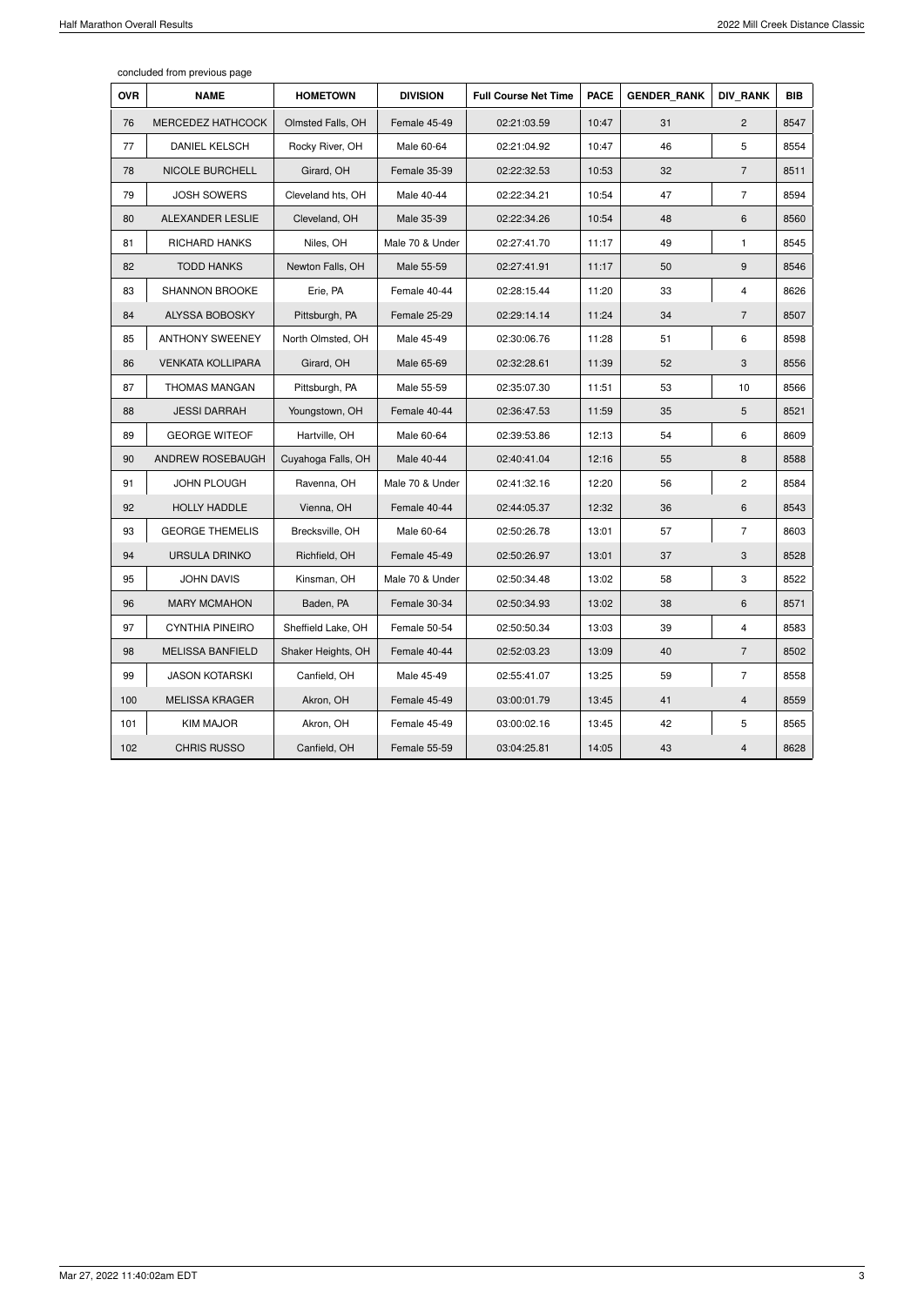concluded from previous page

| OVR | NAME | HOMETOWN | DIVISION | Full Course Net Time | PACE | GENDER_RANK | DIV_RANK | BIB |
|---|---|---|---|---|---|---|---|---|
| 76 | MERCEDEZ HATHCOCK | Olmsted Falls, OH | Female 45-49 | 02:21:03.59 | 10:47 | 31 | 2 | 8547 |
| 77 | DANIEL KELSCH | Rocky River, OH | Male 60-64 | 02:21:04.92 | 10:47 | 46 | 5 | 8554 |
| 78 | NICOLE BURCHELL | Girard, OH | Female 35-39 | 02:22:32.53 | 10:53 | 32 | 7 | 8511 |
| 79 | JOSH SOWERS | Cleveland hts, OH | Male 40-44 | 02:22:34.21 | 10:54 | 47 | 7 | 8594 |
| 80 | ALEXANDER LESLIE | Cleveland, OH | Male 35-39 | 02:22:34.26 | 10:54 | 48 | 6 | 8560 |
| 81 | RICHARD HANKS | Niles, OH | Male 70 & Under | 02:27:41.70 | 11:17 | 49 | 1 | 8545 |
| 82 | TODD HANKS | Newton Falls, OH | Male 55-59 | 02:27:41.91 | 11:17 | 50 | 9 | 8546 |
| 83 | SHANNON BROOKE | Erie, PA | Female 40-44 | 02:28:15.44 | 11:20 | 33 | 4 | 8626 |
| 84 | ALYSSA BOBOSKY | Pittsburgh, PA | Female 25-29 | 02:29:14.14 | 11:24 | 34 | 7 | 8507 |
| 85 | ANTHONY SWEENEY | North Olmsted, OH | Male 45-49 | 02:30:06.76 | 11:28 | 51 | 6 | 8598 |
| 86 | VENKATA KOLLIPARA | Girard, OH | Male 65-69 | 02:32:28.61 | 11:39 | 52 | 3 | 8556 |
| 87 | THOMAS MANGAN | Pittsburgh, PA | Male 55-59 | 02:35:07.30 | 11:51 | 53 | 10 | 8566 |
| 88 | JESSI DARRAH | Youngstown, OH | Female 40-44 | 02:36:47.53 | 11:59 | 35 | 5 | 8521 |
| 89 | GEORGE WITEOF | Hartville, OH | Male 60-64 | 02:39:53.86 | 12:13 | 54 | 6 | 8609 |
| 90 | ANDREW ROSEBAUGH | Cuyahoga Falls, OH | Male 40-44 | 02:40:41.04 | 12:16 | 55 | 8 | 8588 |
| 91 | JOHN PLOUGH | Ravenna, OH | Male 70 & Under | 02:41:32.16 | 12:20 | 56 | 2 | 8584 |
| 92 | HOLLY HADDLE | Vienna, OH | Female 40-44 | 02:44:05.37 | 12:32 | 36 | 6 | 8543 |
| 93 | GEORGE THEMELIS | Brecksville, OH | Male 60-64 | 02:50:26.78 | 13:01 | 57 | 7 | 8603 |
| 94 | URSULA DRINKO | Richfield, OH | Female 45-49 | 02:50:26.97 | 13:01 | 37 | 3 | 8528 |
| 95 | JOHN DAVIS | Kinsman, OH | Male 70 & Under | 02:50:34.48 | 13:02 | 58 | 3 | 8522 |
| 96 | MARY MCMAHON | Baden, PA | Female 30-34 | 02:50:34.93 | 13:02 | 38 | 6 | 8571 |
| 97 | CYNTHIA PINEIRO | Sheffield Lake, OH | Female 50-54 | 02:50:50.34 | 13:03 | 39 | 4 | 8583 |
| 98 | MELISSA BANFIELD | Shaker Heights, OH | Female 40-44 | 02:52:03.23 | 13:09 | 40 | 7 | 8502 |
| 99 | JASON KOTARSKI | Canfield, OH | Male 45-49 | 02:55:41.07 | 13:25 | 59 | 7 | 8558 |
| 100 | MELISSA KRAGER | Akron, OH | Female 45-49 | 03:00:01.79 | 13:45 | 41 | 4 | 8559 |
| 101 | KIM MAJOR | Akron, OH | Female 45-49 | 03:00:02.16 | 13:45 | 42 | 5 | 8565 |
| 102 | CHRIS RUSSO | Canfield, OH | Female 55-59 | 03:04:25.81 | 14:05 | 43 | 4 | 8628 |

Mar 27, 2022 11:40:02am EDT